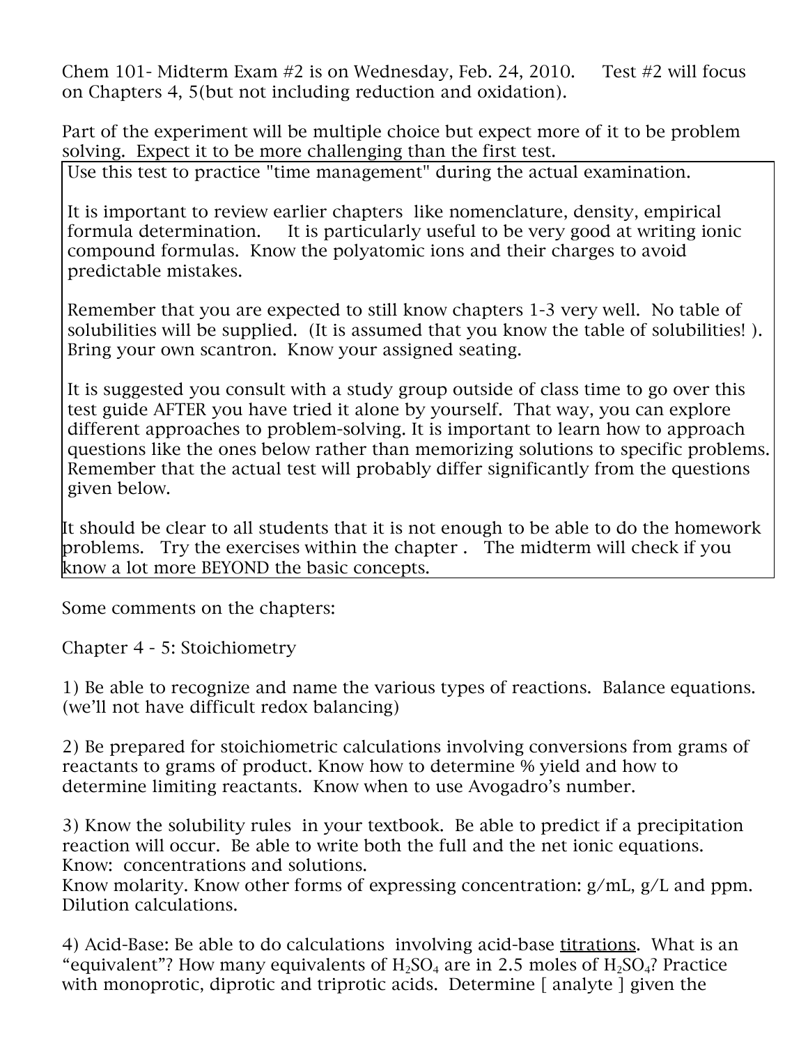Chem 101- Midterm Exam #2 is on Wednesday, Feb. 24, 2010. Test #2 will focus on Chapters 4, 5(but not including reduction and oxidation).

Part of the experiment will be multiple choice but expect more of it to be problem solving. Expect it to be more challenging than the first test.

Use this test to practice "time management" during the actual examination.

It is important to review earlier chapters like nomenclature, density, empirical formula determination. It is particularly useful to be very good at writing ionic compound formulas. Know the polyatomic ions and their charges to avoid predictable mistakes.

Remember that you are expected to still know chapters 1-3 very well. No table of solubilities will be supplied. (It is assumed that you know the table of solubilities! ). Bring your own scantron. Know your assigned seating.

It is suggested you consult with a study group outside of class time to go over this test guide AFTER you have tried it alone by yourself. That way, you can explore different approaches to problem-solving. It is important to learn how to approach questions like the ones below rather than memorizing solutions to specific problems. Remember that the actual test will probably differ significantly from the questions given below.

It should be clear to all students that it is not enough to be able to do the homework problems. Try the exercises within the chapter . The midterm will check if you know a lot more BEYOND the basic concepts.

Some comments on the chapters:

Chapter 4 - 5: Stoichiometry

1) Be able to recognize and name the various types of reactions. Balance equations. (we'll not have difficult redox balancing)

2) Be prepared for stoichiometric calculations involving conversions from grams of reactants to grams of product. Know how to determine % yield and how to determine limiting reactants. Know when to use Avogadro's number.

3) Know the solubility rules in your textbook. Be able to predict if a precipitation reaction will occur. Be able to write both the full and the net ionic equations.
Know: concentrations and solutions.
Know molarity. Know other forms of expressing concentration: g/mL, g/L and ppm. Dilution calculations.

4) Acid-Base: Be able to do calculations involving acid-base titrations. What is an "equivalent"? How many equivalents of $H_2SO_4$ are in 2.5 moles of $H_2SO_4$? Practice with monoprotic, diprotic and triprotic acids. Determine [ analyte ] given the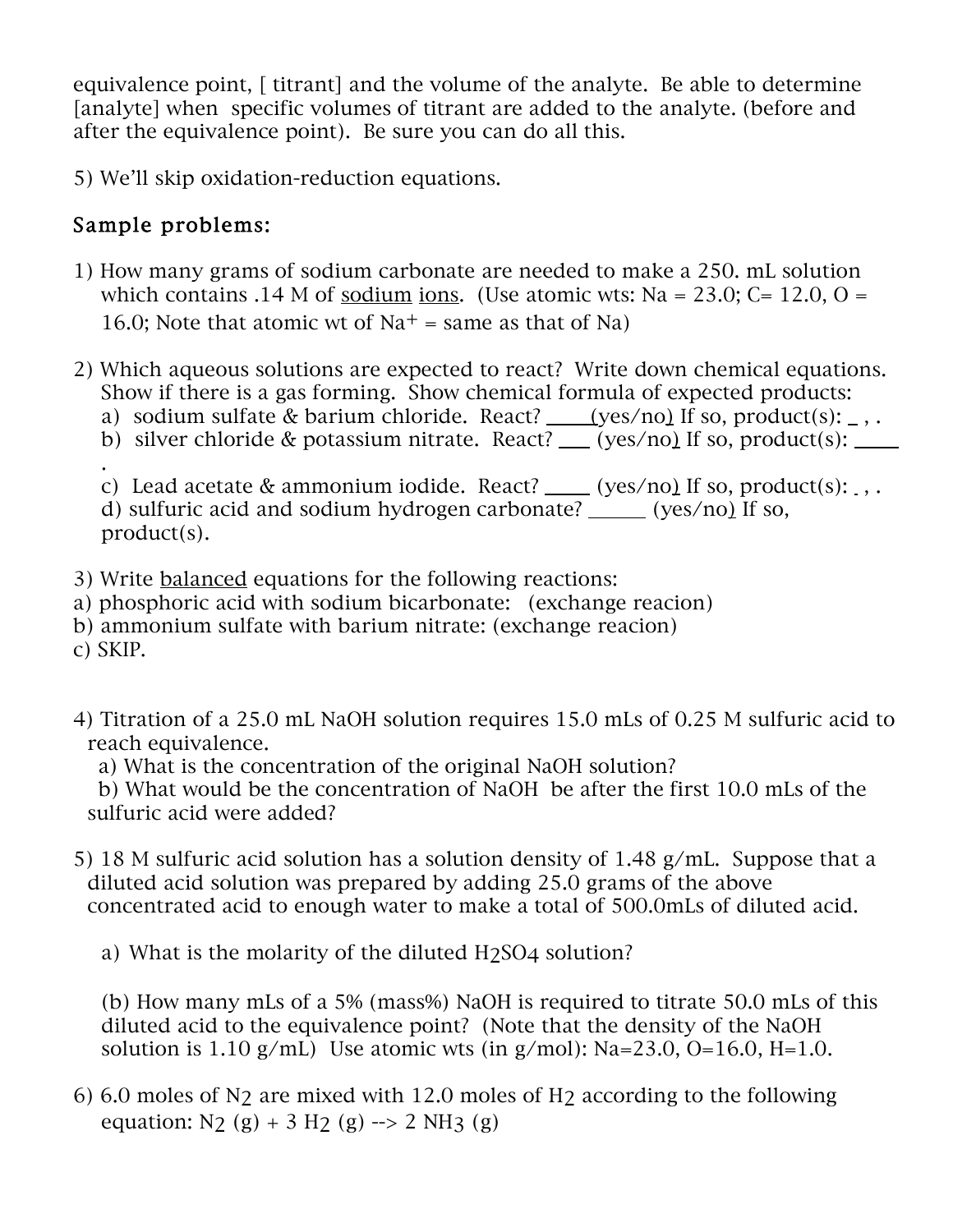equivalence point, [ titrant] and the volume of the analyte. Be able to determine [analyte] when specific volumes of titrant are added to the analyte. (before and after the equivalence point). Be sure you can do all this.

5) We'll skip oxidation-reduction equations.

## Sample problems:

1) How many grams of sodium carbonate are needed to make a 250. mL solution which contains .14 M of <u>sodium</u> <u>ions</u>. (Use atomic wts: Na = 23.0; C= 12.0, O = 16.0; Note that atomic wt of $Na^+$ = same as that of Na)

2) Which aqueous solutions are expected to react? Write down chemical equations. Show if there is a gas forming. Show chemical formula of expected products:
   a) sodium sulfate & barium chloride. React? ____(yes/no) If so, product(s): _ , .
   b) silver chloride & potassium nitrate. React? ___ (yes/no) If so, product(s): ____ .
   c) Lead acetate & ammonium iodide. React? ____ (yes/no) If so, product(s): _ , .
   d) sulfuric acid and sodium hydrogen carbonate? _____ (yes/no) If so, product(s).

3) Write <u>balanced</u> equations for the following reactions:
a) phosphoric acid with sodium bicarbonate: (exchange reacion)
b) ammonium sulfate with barium nitrate: (exchange reacion)
c) SKIP.

4) Titration of a 25.0 mL NaOH solution requires 15.0 mLs of 0.25 M sulfuric acid to reach equivalence.
   a) What is the concentration of the original NaOH solution?
   b) What would be the concentration of NaOH be after the first 10.0 mLs of the sulfuric acid were added?

5) 18 M sulfuric acid solution has a solution density of 1.48 g/mL. Suppose that a diluted acid solution was prepared by adding 25.0 grams of the above concentrated acid to enough water to make a total of 500.0mLs of diluted acid.

   a) What is the molarity of the diluted $H_2SO_4$ solution?

   (b) How many mLs of a 5% (mass%) NaOH is required to titrate 50.0 mLs of this diluted acid to the equivalence point? (Note that the density of the NaOH solution is 1.10 g/mL) Use atomic wts (in g/mol): Na=23.0, O=16.0, H=1.0.

6) 6.0 moles of $N_2$ are mixed with 12.0 moles of $H_2$ according to the following equation: $N_2$ (g) + 3 $H_2$ (g) --> 2 $NH_3$ (g)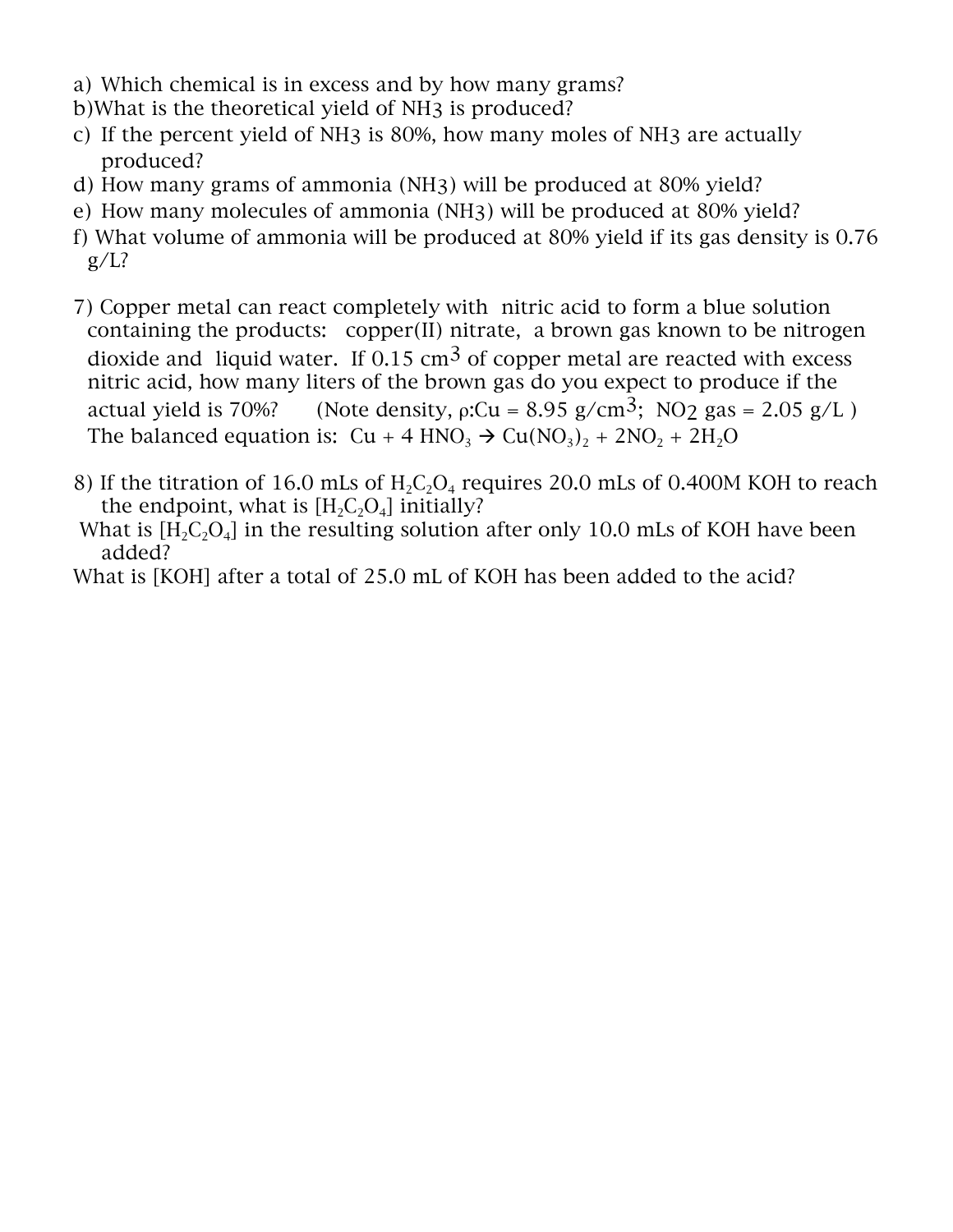a) Which chemical is in excess and by how many grams?

b) What is the theoretical yield of $NH_3$ is produced?

c) If the percent yield of $NH_3$ is 80%, how many moles of $NH_3$ are actually produced?

d) How many grams of ammonia ($NH_3$) will be produced at 80% yield?

e) How many molecules of ammonia ($NH_3$) will be produced at 80% yield?

f) What volume of ammonia will be produced at 80% yield if its gas density is 0.76 g/L?

7) Copper metal can react completely with nitric acid to form a blue solution containing the products: copper(II) nitrate, a brown gas known to be nitrogen dioxide and liquid water. If 0.15 $cm^3$ of copper metal are reacted with excess nitric acid, how many liters of the brown gas do you expect to produce if the actual yield is 70%? (Note density, $\rho$:Cu = 8.95 $g/cm^3$; $NO_2$ gas = 2.05 g/L )
The balanced equation is: $Cu + 4\ HNO_3 \rightarrow Cu(NO_3)_2 + 2NO_2 + 2H_2O$

8) If the titration of 16.0 mLs of $H_2C_2O_4$ requires 20.0 mLs of 0.400M KOH to reach the endpoint, what is $[H_2C_2O_4]$ initially?
What is $[H_2C_2O_4]$ in the resulting solution after only 10.0 mLs of KOH have been added?
What is [KOH] after a total of 25.0 mL of KOH has been added to the acid?